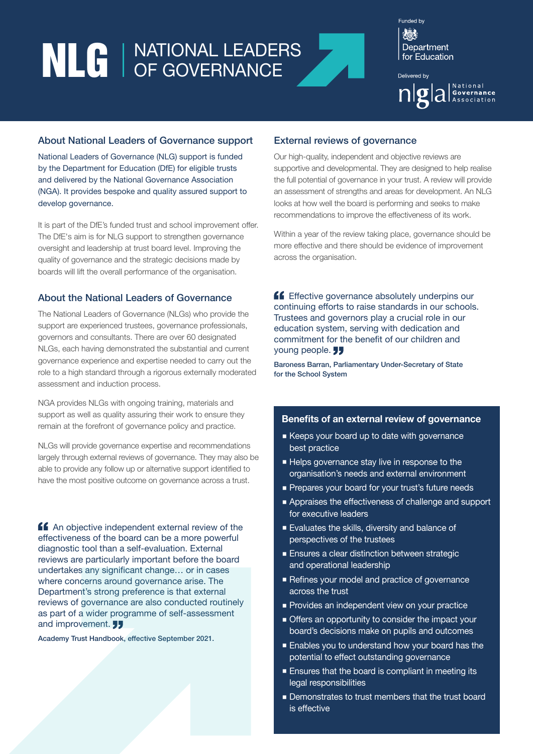# NLG | NATIONAL LEADERS OF GOVERNANCE

Funded by Department for Education

Delivered by National Governance Association

## About National Leaders of Governance support

National Leaders of Governance (NLG) support is funded by the Department for Education (DfE) for eligible trusts and delivered by the National Governance Association (NGA). It provides bespoke and quality assured support to develop governance.

It is part of the DfE's funded trust and school improvement offer. The DfE's aim is for NLG support to strengthen governance oversight and leadership at trust board level. Improving the quality of governance and the strategic decisions made by boards will lift the overall performance of the organisation.

## About the National Leaders of Governance

The National Leaders of Governance (NLGs) who provide the support are experienced trustees, governance professionals, governors and consultants. There are over 60 designated NLGs, each having demonstrated the substantial and current governance experience and expertise needed to carry out the role to a high standard through a rigorous externally moderated assessment and induction process.

NGA provides NLGs with ongoing training, materials and support as well as quality assuring their work to ensure they remain at the forefront of governance policy and practice.

NLGs will provide governance expertise and recommendations largely through external reviews of governance. They may also be able to provide any follow up or alternative support identified to have the most positive outcome on governance across a trust.

> "An objective independent external review of the effectiveness of the board can be a more powerful diagnostic tool than a self-evaluation. External reviews are particularly important before the board undertakes any significant change… or in cases where concerns around governance arise. The Department's strong preference is that external reviews of governance are also conducted routinely as part of a wider programme of self-assessment and improvement."
>
> **Academy Trust Handbook, effective September 2021.**

## External reviews of governance

Our high-quality, independent and objective reviews are supportive and developmental. They are designed to help realise the full potential of governance in your trust. A review will provide an assessment of strengths and areas for development. An NLG looks at how well the board is performing and seeks to make recommendations to improve the effectiveness of its work.

Within a year of the review taking place, governance should be more effective and there should be evidence of improvement across the organisation.

> "Effective governance absolutely underpins our continuing efforts to raise standards in our schools. Trustees and governors play a crucial role in our education system, serving with dedication and commitment for the benefit of our children and young people."
>
> **Baroness Barran, Parliamentary Under-Secretary of State for the School System**

## Benefits of an external review of governance

- Keeps your board up to date with governance best practice
- Helps governance stay live in response to the organisation's needs and external environment
- Prepares your board for your trust's future needs
- Appraises the effectiveness of challenge and support for executive leaders
- Evaluates the skills, diversity and balance of perspectives of the trustees
- Ensures a clear distinction between strategic and operational leadership
- Refines your model and practice of governance across the trust
- Provides an independent view on your practice
- Offers an opportunity to consider the impact your board's decisions make on pupils and outcomes
- Enables you to understand how your board has the potential to effect outstanding governance
- Ensures that the board is compliant in meeting its legal responsibilities
- Demonstrates to trust members that the trust board is effective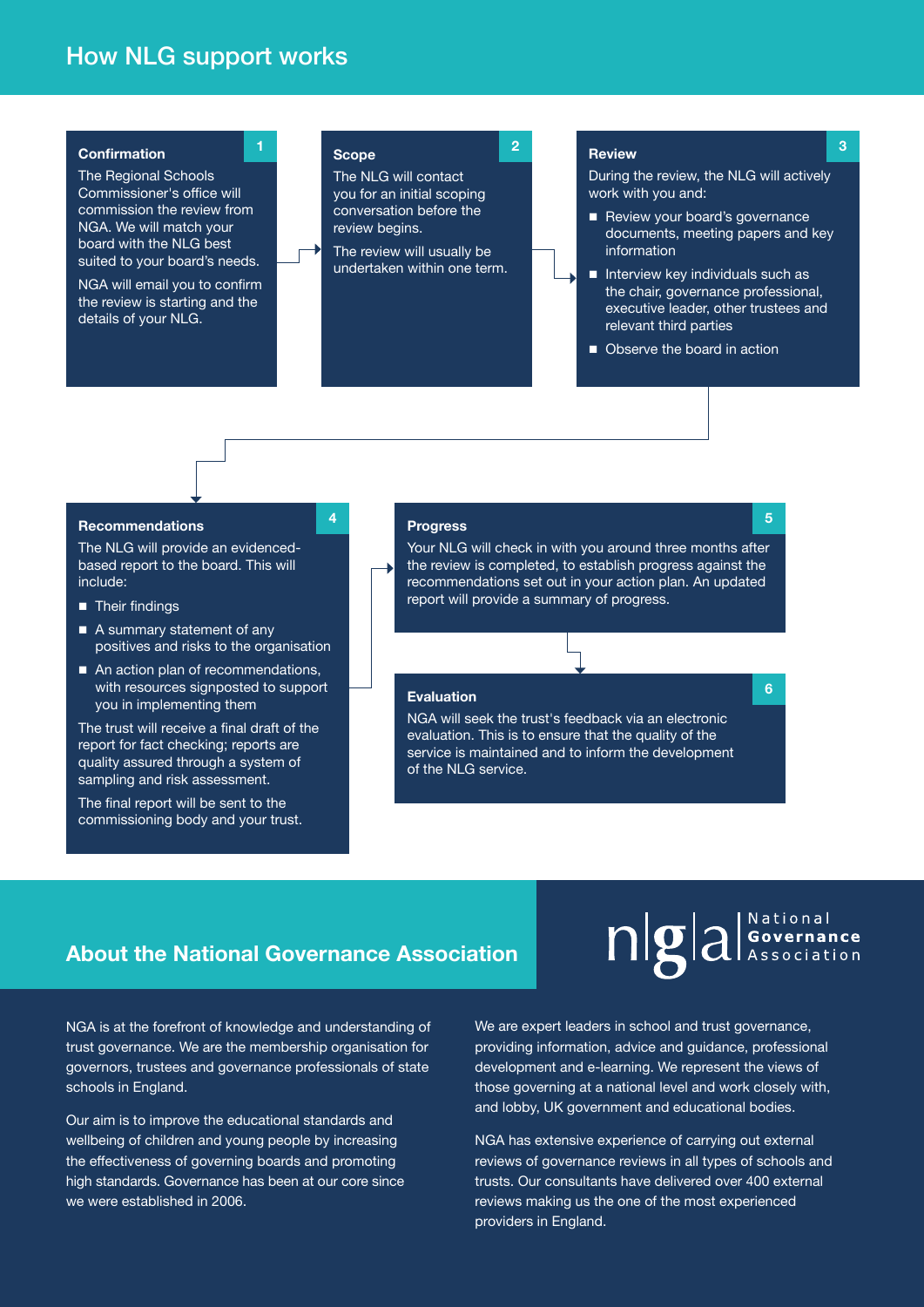## How NLG support works

### 1. Confirmation

The Regional Schools Commissioner's office will commission the review from NGA. We will match your board with the NLG best suited to your board's needs.

NGA will email you to confirm the review is starting and the details of your NLG.

### 2. Scope

The NLG will contact you for an initial scoping conversation before the review begins.

The review will usually be undertaken within one term.

### 3. Review

During the review, the NLG will actively work with you and:

- Review your board's governance documents, meeting papers and key information
- Interview key individuals such as the chair, governance professional, executive leader, other trustees and relevant third parties
- Observe the board in action

### 4. Recommendations

The NLG will provide an evidenced-based report to the board. This will include:

- Their findings
- A summary statement of any positives and risks to the organisation
- An action plan of recommendations, with resources signposted to support you in implementing them

The trust will receive a final draft of the report for fact checking; reports are quality assured through a system of sampling and risk assessment.

The final report will be sent to the commissioning body and your trust.

### 5. Progress

Your NLG will check in with you around three months after the review is completed, to establish progress against the recommendations set out in your action plan. An updated report will provide a summary of progress.

### 6. Evaluation

NGA will seek the trust's feedback via an electronic evaluation. This is to ensure that the quality of the service is maintained and to inform the development of the NLG service.

## About the National Governance Association

ngа National Governance Association

NGA is at the forefront of knowledge and understanding of trust governance. We are the membership organisation for governors, trustees and governance professionals of state schools in England.

Our aim is to improve the educational standards and wellbeing of children and young people by increasing the effectiveness of governing boards and promoting high standards. Governance has been at our core since we were established in 2006.

We are expert leaders in school and trust governance, providing information, advice and guidance, professional development and e-learning. We represent the views of those governing at a national level and work closely with, and lobby, UK government and educational bodies.

NGA has extensive experience of carrying out external reviews of governance reviews in all types of schools and trusts. Our consultants have delivered over 400 external reviews making us the one of the most experienced providers in England.